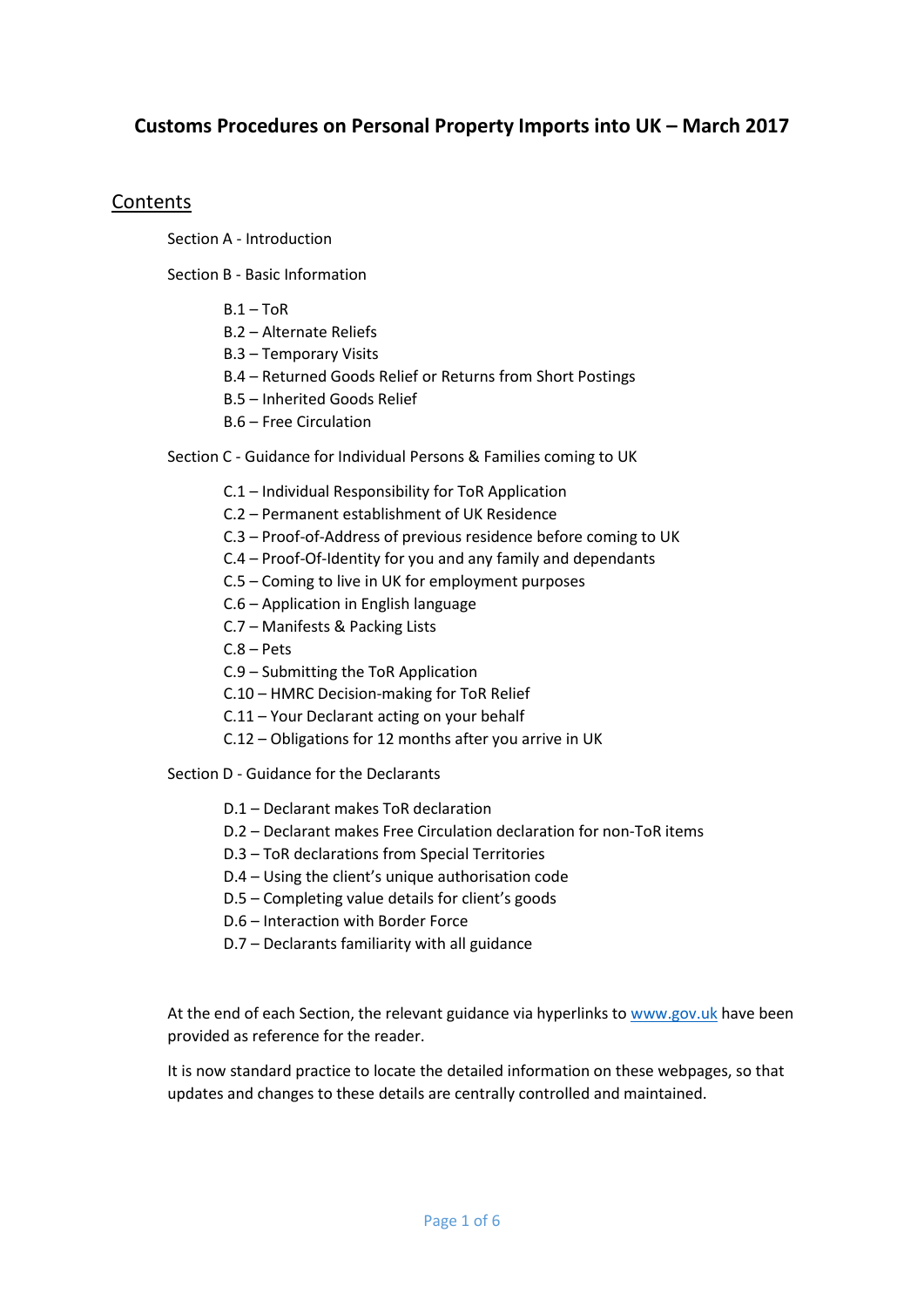# Customs Procedures on Personal Property Imports into UK – March 2017

## Contents

Section A - Introduction

Section B - Basic Information

- B.1 – ToR
- B.2 – Alternate Reliefs
- B.3 – Temporary Visits
- B.4 – Returned Goods Relief or Returns from Short Postings
- B.5 – Inherited Goods Relief
- B.6 – Free Circulation

Section C - Guidance for Individual Persons & Families coming to UK

- C.1 – Individual Responsibility for ToR Application
- C.2 – Permanent establishment of UK Residence
- C.3 – Proof-of-Address of previous residence before coming to UK
- C.4 – Proof-Of-Identity for you and any family and dependants
- C.5 – Coming to live in UK for employment purposes
- C.6 – Application in English language
- C.7 – Manifests & Packing Lists
- C.8 – Pets
- C.9 – Submitting the ToR Application
- C.10 – HMRC Decision-making for ToR Relief
- C.11 – Your Declarant acting on your behalf
- C.12 – Obligations for 12 months after you arrive in UK

Section D - Guidance for the Declarants

- D.1 – Declarant makes ToR declaration
- D.2 – Declarant makes Free Circulation declaration for non-ToR items
- D.3 – ToR declarations from Special Territories
- D.4 – Using the client's unique authorisation code
- D.5 – Completing value details for client's goods
- D.6 – Interaction with Border Force
- D.7 – Declarants familiarity with all guidance

At the end of each Section, the relevant guidance via hyperlinks to [www.gov.uk](http://www.gov.uk) have been provided as reference for the reader.

It is now standard practice to locate the detailed information on these webpages, so that updates and changes to these details are centrally controlled and maintained.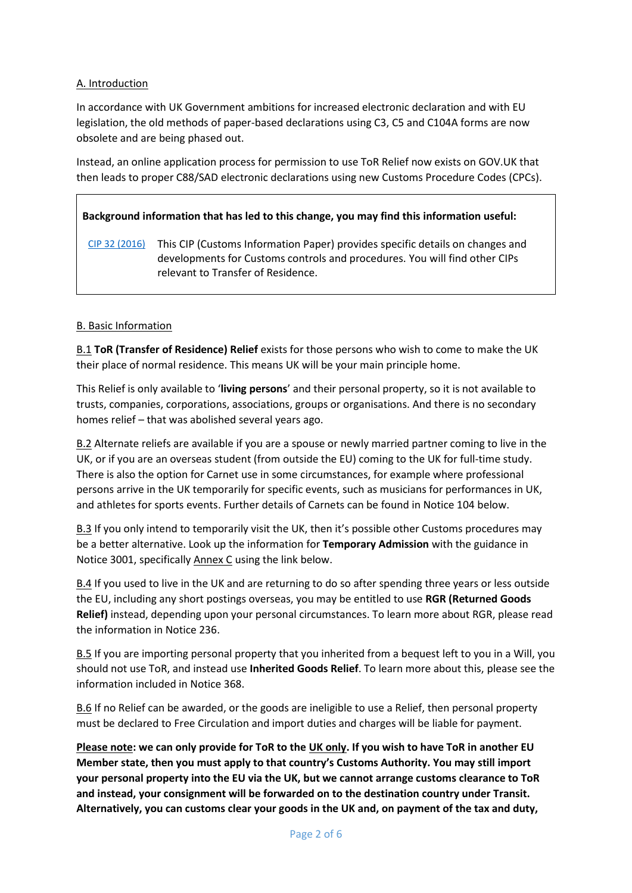A. Introduction

In accordance with UK Government ambitions for increased electronic declaration and with EU legislation, the old methods of paper-based declarations using C3, C5 and C104A forms are now obsolete and are being phased out.

Instead, an online application process for permission to use ToR Relief now exists on GOV.UK that then leads to proper C88/SAD electronic declarations using new Customs Procedure Codes (CPCs).

> **Background information that has led to this change, you may find this information useful:**
>
> CIP 32 (2016) — This CIP (Customs Information Paper) provides specific details on changes and developments for Customs controls and procedures. You will find other CIPs relevant to Transfer of Residence.

B. Basic Information

B.1 **ToR (Transfer of Residence) Relief** exists for those persons who wish to come to make the UK their place of normal residence. This means UK will be your main principle home.

This Relief is only available to '**living persons**' and their personal property, so it is not available to trusts, companies, corporations, associations, groups or organisations. And there is no secondary homes relief – that was abolished several years ago.

B.2 Alternate reliefs are available if you are a spouse or newly married partner coming to live in the UK, or if you are an overseas student (from outside the EU) coming to the UK for full-time study. There is also the option for Carnet use in some circumstances, for example where professional persons arrive in the UK temporarily for specific events, such as musicians for performances in UK, and athletes for sports events. Further details of Carnets can be found in Notice 104 below.

B.3 If you only intend to temporarily visit the UK, then it's possible other Customs procedures may be a better alternative. Look up the information for **Temporary Admission** with the guidance in Notice 3001, specifically Annex C using the link below.

B.4 If you used to live in the UK and are returning to do so after spending three years or less outside the EU, including any short postings overseas, you may be entitled to use **RGR (Returned Goods Relief)** instead, depending upon your personal circumstances. To learn more about RGR, please read the information in Notice 236.

B.5 If you are importing personal property that you inherited from a bequest left to you in a Will, you should not use ToR, and instead use **Inherited Goods Relief**. To learn more about this, please see the information included in Notice 368.

B.6 If no Relief can be awarded, or the goods are ineligible to use a Relief, then personal property must be declared to Free Circulation and import duties and charges will be liable for payment.

**Please note: we can only provide for ToR to the UK only. If you wish to have ToR in another EU Member state, then you must apply to that country's Customs Authority. You may still import your personal property into the EU via the UK, but we cannot arrange customs clearance to ToR and instead, your consignment will be forwarded on to the destination country under Transit. Alternatively, you can customs clear your goods in the UK and, on payment of the tax and duty,**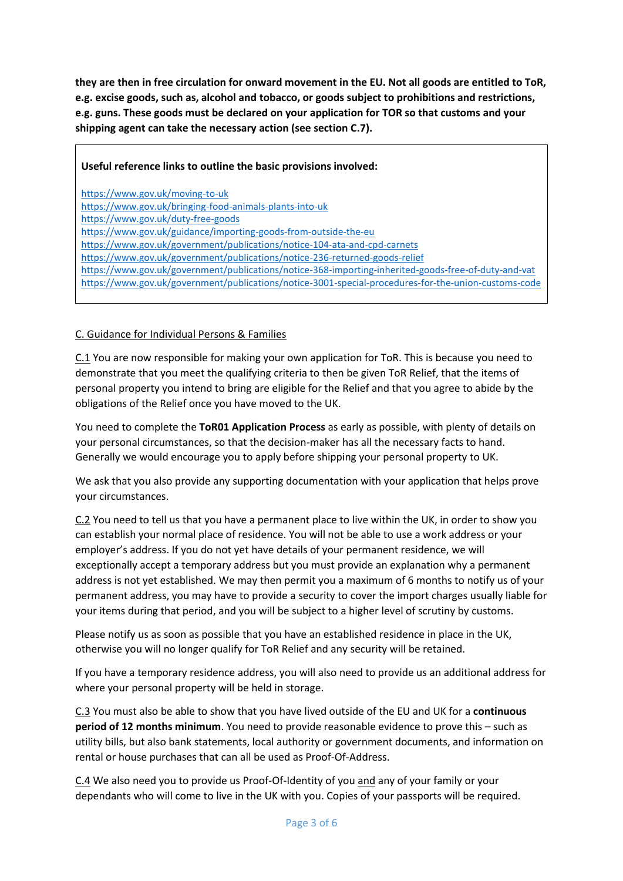**they are then in free circulation for onward movement in the EU. Not all goods are entitled to ToR, e.g. excise goods, such as, alcohol and tobacco, or goods subject to prohibitions and restrictions, e.g. guns. These goods must be declared on your application for TOR so that customs and your shipping agent can take the necessary action (see section C.7).**

**Useful reference links to outline the basic provisions involved:**

https://www.gov.uk/moving-to-uk
https://www.gov.uk/bringing-food-animals-plants-into-uk
https://www.gov.uk/duty-free-goods
https://www.gov.uk/guidance/importing-goods-from-outside-the-eu
https://www.gov.uk/government/publications/notice-104-ata-and-cpd-carnets
https://www.gov.uk/government/publications/notice-236-returned-goods-relief
https://www.gov.uk/government/publications/notice-368-importing-inherited-goods-free-of-duty-and-vat
https://www.gov.uk/government/publications/notice-3001-special-procedures-for-the-union-customs-code

## C. Guidance for Individual Persons & Families

C.1 You are now responsible for making your own application for ToR. This is because you need to demonstrate that you meet the qualifying criteria to then be given ToR Relief, that the items of personal property you intend to bring are eligible for the Relief and that you agree to abide by the obligations of the Relief once you have moved to the UK.

You need to complete the **ToR01 Application Process** as early as possible, with plenty of details on your personal circumstances, so that the decision-maker has all the necessary facts to hand. Generally we would encourage you to apply before shipping your personal property to UK.

We ask that you also provide any supporting documentation with your application that helps prove your circumstances.

C.2 You need to tell us that you have a permanent place to live within the UK, in order to show you can establish your normal place of residence. You will not be able to use a work address or your employer's address. If you do not yet have details of your permanent residence, we will exceptionally accept a temporary address but you must provide an explanation why a permanent address is not yet established. We may then permit you a maximum of 6 months to notify us of your permanent address, you may have to provide a security to cover the import charges usually liable for your items during that period, and you will be subject to a higher level of scrutiny by customs.

Please notify us as soon as possible that you have an established residence in place in the UK, otherwise you will no longer qualify for ToR Relief and any security will be retained.

If you have a temporary residence address, you will also need to provide us an additional address for where your personal property will be held in storage.

C.3 You must also be able to show that you have lived outside of the EU and UK for a **continuous period of 12 months minimum**. You need to provide reasonable evidence to prove this – such as utility bills, but also bank statements, local authority or government documents, and information on rental or house purchases that can all be used as Proof-Of-Address.

C.4 We also need you to provide us Proof-Of-Identity of you and any of your family or your dependants who will come to live in the UK with you. Copies of your passports will be required.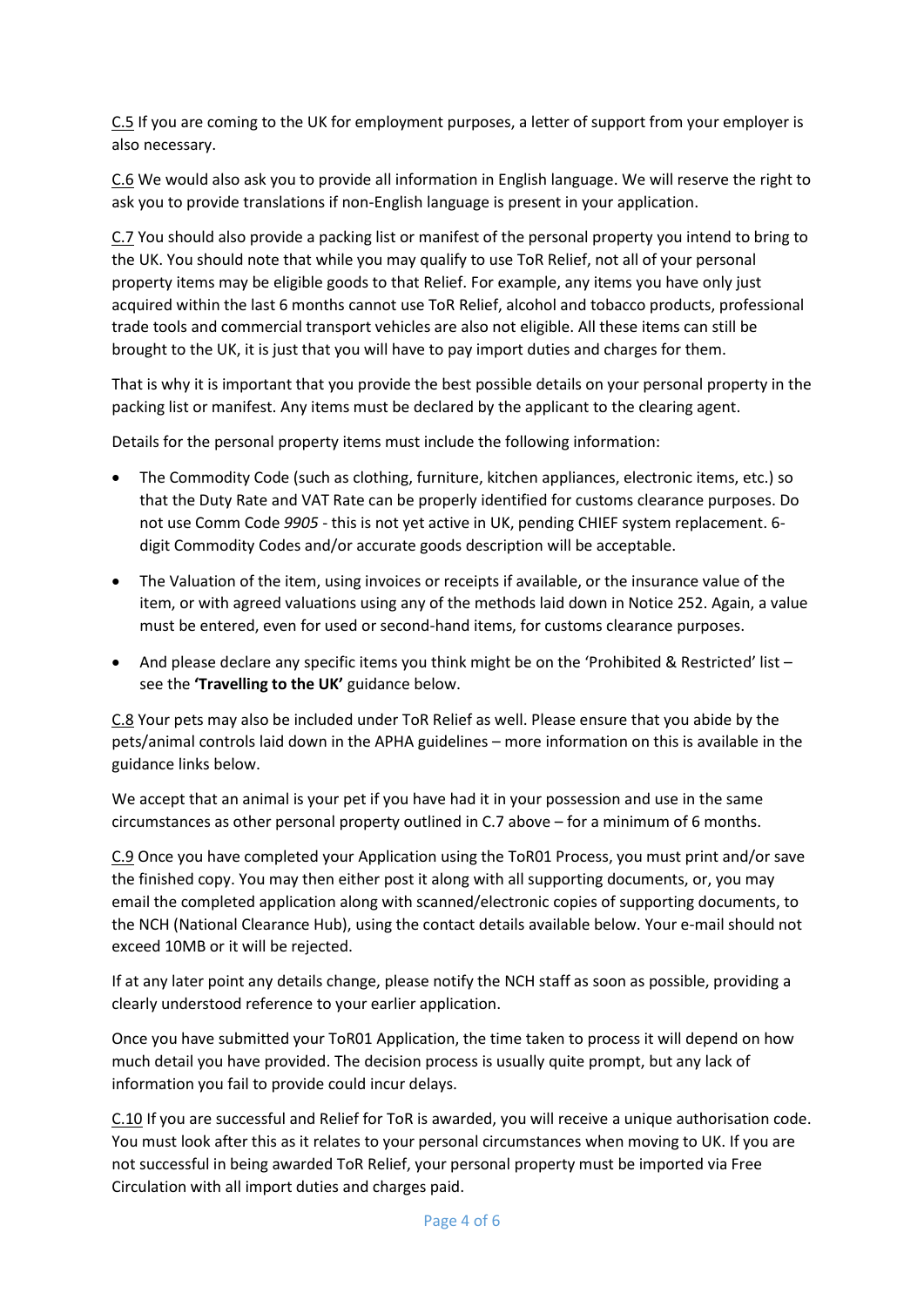C.5 If you are coming to the UK for employment purposes, a letter of support from your employer is also necessary.

C.6 We would also ask you to provide all information in English language. We will reserve the right to ask you to provide translations if non-English language is present in your application.

C.7 You should also provide a packing list or manifest of the personal property you intend to bring to the UK. You should note that while you may qualify to use ToR Relief, not all of your personal property items may be eligible goods to that Relief. For example, any items you have only just acquired within the last 6 months cannot use ToR Relief, alcohol and tobacco products, professional trade tools and commercial transport vehicles are also not eligible. All these items can still be brought to the UK, it is just that you will have to pay import duties and charges for them.

That is why it is important that you provide the best possible details on your personal property in the packing list or manifest. Any items must be declared by the applicant to the clearing agent.

Details for the personal property items must include the following information:

- The Commodity Code (such as clothing, furniture, kitchen appliances, electronic items, etc.) so that the Duty Rate and VAT Rate can be properly identified for customs clearance purposes. Do not use Comm Code *9905* - this is not yet active in UK, pending CHIEF system replacement. 6-digit Commodity Codes and/or accurate goods description will be acceptable.
- The Valuation of the item, using invoices or receipts if available, or the insurance value of the item, or with agreed valuations using any of the methods laid down in Notice 252. Again, a value must be entered, even for used or second-hand items, for customs clearance purposes.
- And please declare any specific items you think might be on the 'Prohibited & Restricted' list – see the **'Travelling to the UK'** guidance below.

C.8 Your pets may also be included under ToR Relief as well. Please ensure that you abide by the pets/animal controls laid down in the APHA guidelines – more information on this is available in the guidance links below.

We accept that an animal is your pet if you have had it in your possession and use in the same circumstances as other personal property outlined in C.7 above – for a minimum of 6 months.

C.9 Once you have completed your Application using the ToR01 Process, you must print and/or save the finished copy. You may then either post it along with all supporting documents, or, you may email the completed application along with scanned/electronic copies of supporting documents, to the NCH (National Clearance Hub), using the contact details available below. Your e-mail should not exceed 10MB or it will be rejected.

If at any later point any details change, please notify the NCH staff as soon as possible, providing a clearly understood reference to your earlier application.

Once you have submitted your ToR01 Application, the time taken to process it will depend on how much detail you have provided. The decision process is usually quite prompt, but any lack of information you fail to provide could incur delays.

C.10 If you are successful and Relief for ToR is awarded, you will receive a unique authorisation code. You must look after this as it relates to your personal circumstances when moving to UK. If you are not successful in being awarded ToR Relief, your personal property must be imported via Free Circulation with all import duties and charges paid.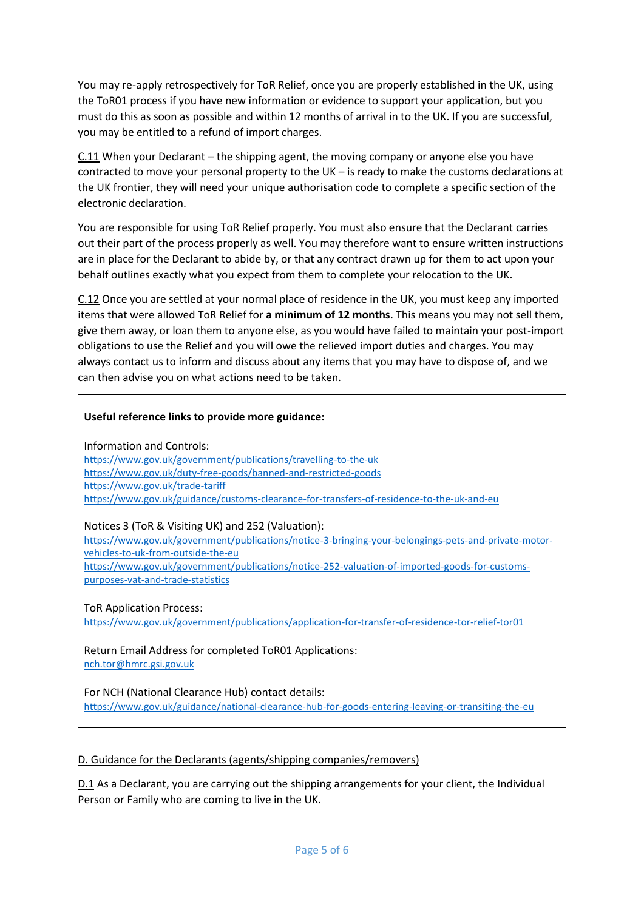You may re-apply retrospectively for ToR Relief, once you are properly established in the UK, using the ToR01 process if you have new information or evidence to support your application, but you must do this as soon as possible and within 12 months of arrival in to the UK. If you are successful, you may be entitled to a refund of import charges.

C.11 When your Declarant – the shipping agent, the moving company or anyone else you have contracted to move your personal property to the UK – is ready to make the customs declarations at the UK frontier, they will need your unique authorisation code to complete a specific section of the electronic declaration.

You are responsible for using ToR Relief properly. You must also ensure that the Declarant carries out their part of the process properly as well. You may therefore want to ensure written instructions are in place for the Declarant to abide by, or that any contract drawn up for them to act upon your behalf outlines exactly what you expect from them to complete your relocation to the UK.

C.12 Once you are settled at your normal place of residence in the UK, you must keep any imported items that were allowed ToR Relief for **a minimum of 12 months**. This means you may not sell them, give them away, or loan them to anyone else, as you would have failed to maintain your post-import obligations to use the Relief and you will owe the relieved import duties and charges. You may always contact us to inform and discuss about any items that you may have to dispose of, and we can then advise you on what actions need to be taken.

**Useful reference links to provide more guidance:**

Information and Controls:
https://www.gov.uk/government/publications/travelling-to-the-uk
https://www.gov.uk/duty-free-goods/banned-and-restricted-goods
https://www.gov.uk/trade-tariff
https://www.gov.uk/guidance/customs-clearance-for-transfers-of-residence-to-the-uk-and-eu

Notices 3 (ToR & Visiting UK) and 252 (Valuation):
https://www.gov.uk/government/publications/notice-3-bringing-your-belongings-pets-and-private-motor-vehicles-to-uk-from-outside-the-eu
https://www.gov.uk/government/publications/notice-252-valuation-of-imported-goods-for-customs-purposes-vat-and-trade-statistics

ToR Application Process:
https://www.gov.uk/government/publications/application-for-transfer-of-residence-tor-relief-tor01

Return Email Address for completed ToR01 Applications:
nch.tor@hmrc.gsi.gov.uk

For NCH (National Clearance Hub) contact details:
https://www.gov.uk/guidance/national-clearance-hub-for-goods-entering-leaving-or-transiting-the-eu

## D. Guidance for the Declarants (agents/shipping companies/removers)

D.1 As a Declarant, you are carrying out the shipping arrangements for your client, the Individual Person or Family who are coming to live in the UK.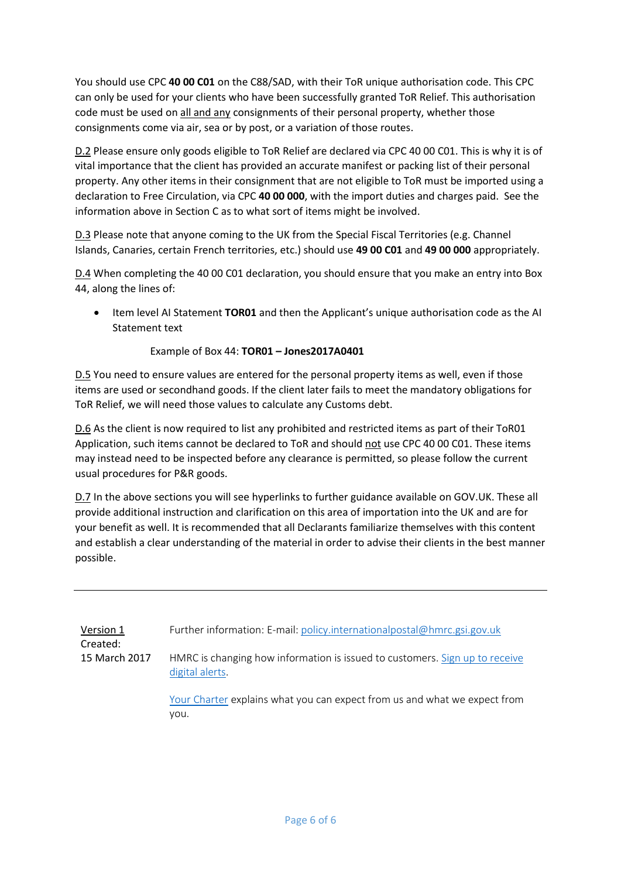You should use CPC **40 00 C01** on the C88/SAD, with their ToR unique authorisation code. This CPC can only be used for your clients who have been successfully granted ToR Relief. This authorisation code must be used on <u>all and any</u> consignments of their personal property, whether those consignments come via air, sea or by post, or a variation of those routes.

<u>D.2</u> Please ensure only goods eligible to ToR Relief are declared via CPC 40 00 C01. This is why it is of vital importance that the client has provided an accurate manifest or packing list of their personal property. Any other items in their consignment that are not eligible to ToR must be imported using a declaration to Free Circulation, via CPC **40 00 000**, with the import duties and charges paid. See the information above in Section C as to what sort of items might be involved.

<u>D.3</u> Please note that anyone coming to the UK from the Special Fiscal Territories (e.g. Channel Islands, Canaries, certain French territories, etc.) should use **49 00 C01** and **49 00 000** appropriately.

<u>D.4</u> When completing the 40 00 C01 declaration, you should ensure that you make an entry into Box 44, along the lines of:

- Item level AI Statement **TOR01** and then the Applicant's unique authorisation code as the AI Statement text

    Example of Box 44: **TOR01 – Jones2017A0401**

<u>D.5</u> You need to ensure values are entered for the personal property items as well, even if those items are used or secondhand goods. If the client later fails to meet the mandatory obligations for ToR Relief, we will need those values to calculate any Customs debt.

<u>D.6</u> As the client is now required to list any prohibited and restricted items as part of their ToR01 Application, such items cannot be declared to ToR and should <u>not</u> use CPC 40 00 C01. These items may instead need to be inspected before any clearance is permitted, so please follow the current usual procedures for P&R goods.

<u>D.7</u> In the above sections you will see hyperlinks to further guidance available on GOV.UK. These all provide additional instruction and clarification on this area of importation into the UK and are for your benefit as well. It is recommended that all Declarants familiarize themselves with this content and establish a clear understanding of the material in order to advise their clients in the best manner possible.

---

| | |
|---|---|
| <u>Version 1</u><br>Created:<br>15 March 2017 | Further information: E-mail: policy.internationalpostal@hmrc.gsi.gov.uk<br><br>HMRC is changing how information is issued to customers. Sign up to receive digital alerts.<br><br>Your Charter explains what you can expect from us and what we expect from you. |